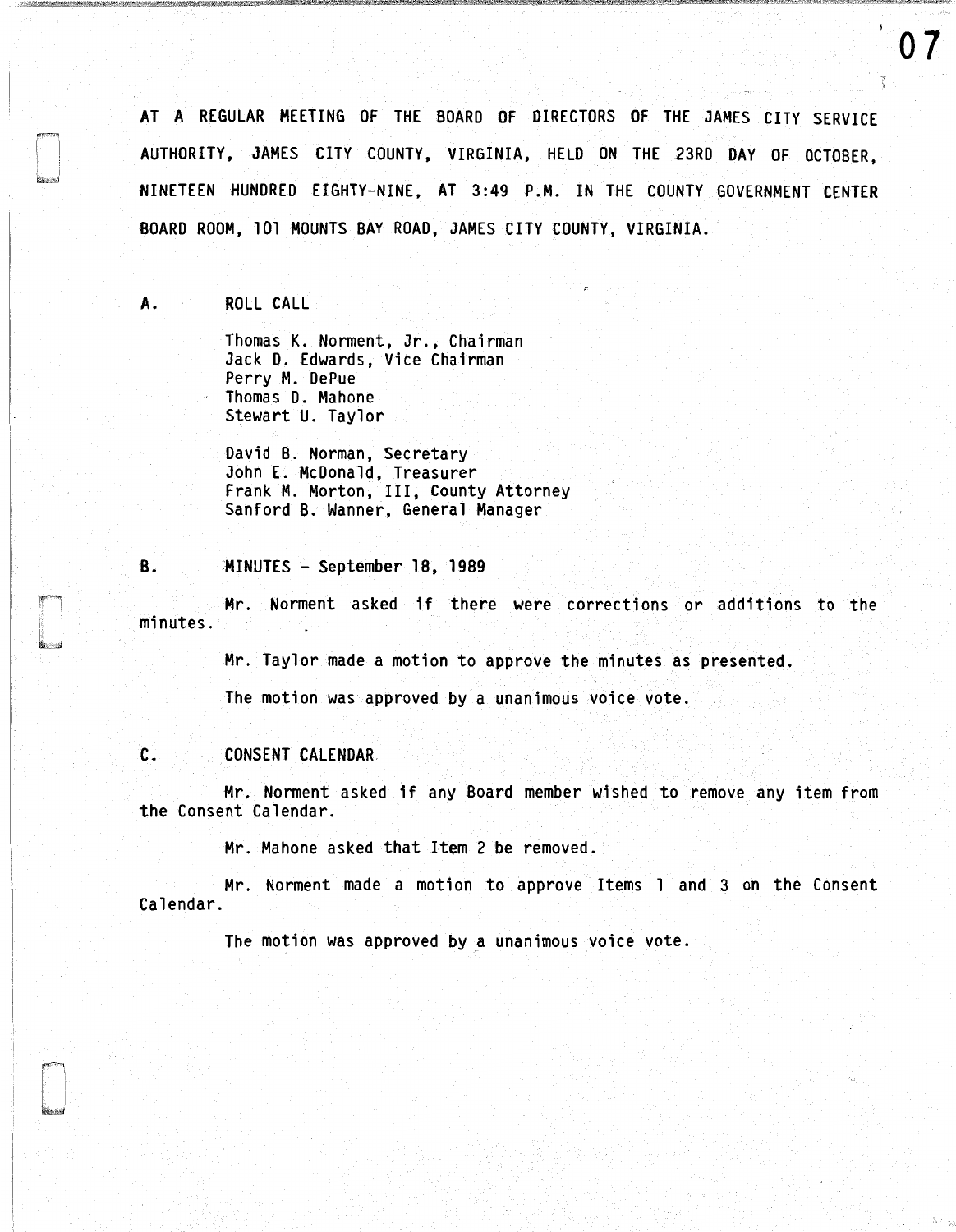AT A REGULAR MEETING OF THE BOARD OF DIRECTORS OF THE JAMES CITY SERVICE AUTHORITY, JAMES CITY COUNTY, VIRGINIA, HELD ON THE 23RD DAY OF OCTOBER, NINETEEN HUNDRED EIGHTY-NINE, AT 3:49 P.M. IN THE COUNTY GOVERNMENT CENTER BOARD ROOM, 101 MOUNTS BAY ROAD, JAMES CITY COUNTY, VIRGINIA.

## A. ROLL CALL

Thomas K. Norment, Jr., Chairman
Jack D. Edwards, Vice Chairman
Perry M. DePue
Thomas D. Mahone
Stewart U. Taylor

David B. Norman, Secretary
John E. McDonald, Treasurer
Frank M. Morton, III, County Attorney
Sanford B. Wanner, General Manager

## B. MINUTES - September 18, 1989

Mr. Norment asked if there were corrections or additions to the minutes.

Mr. Taylor made a motion to approve the minutes as presented.

The motion was approved by a unanimous voice vote.

## C. CONSENT CALENDAR

Mr. Norment asked if any Board member wished to remove any item from the Consent Calendar.

Mr. Mahone asked that Item 2 be removed.

Mr. Norment made a motion to approve Items 1 and 3 on the Consent Calendar.

The motion was approved by a unanimous voice vote.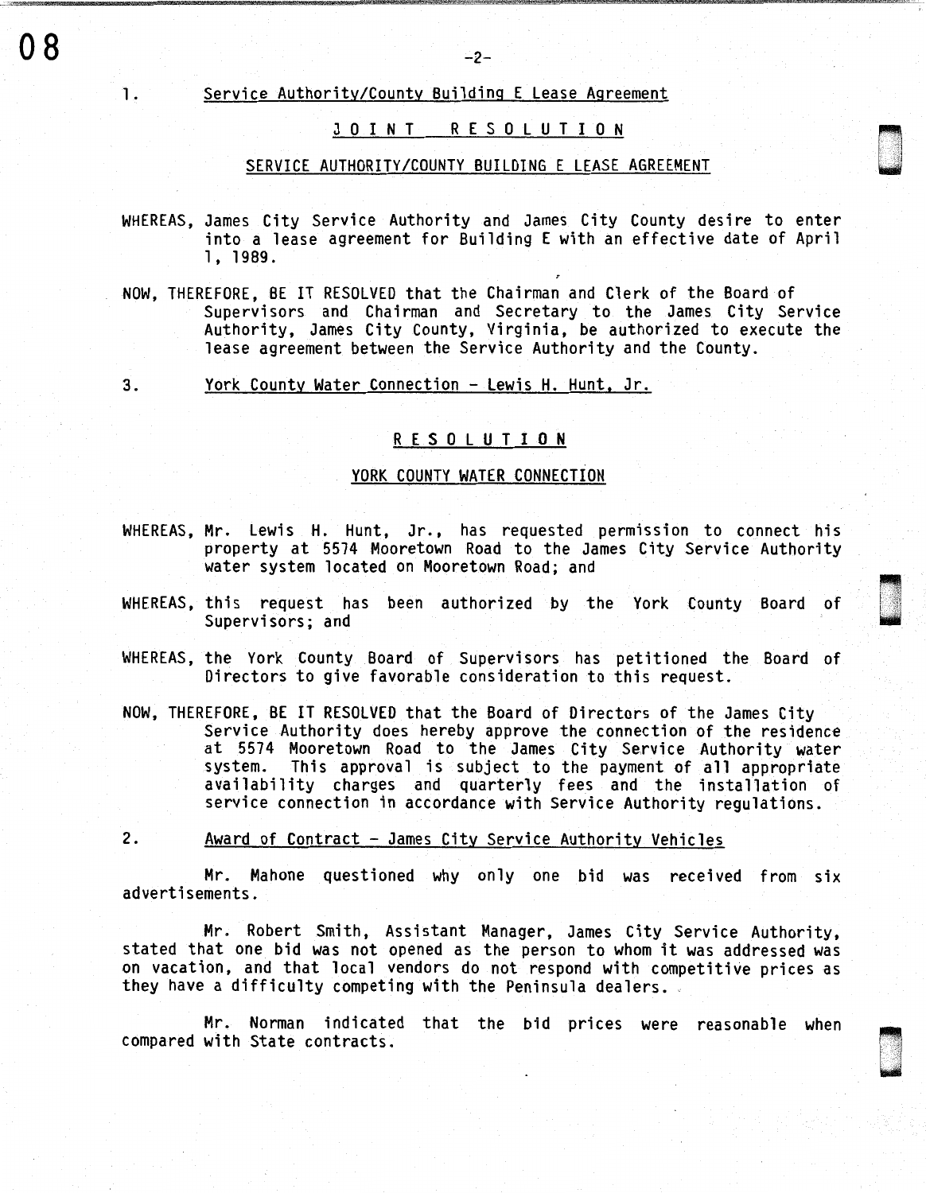1. Service Authority/County Building E Lease Agreement

## J O I N T   R E S O L U T I O N

### SERVICE AUTHORITY/COUNTY BUILDING E LEASE AGREEMENT

WHEREAS, James City Service Authority and James City County desire to enter into a lease agreement for Building E with an effective date of April 1, 1989.

NOW, THEREFORE, BE IT RESOLVED that the Chairman and Clerk of the Board of Supervisors and Chairman and Secretary to the James City Service Authority, James City County, Virginia, be authorized to execute the lease agreement between the Service Authority and the County.

3. York County Water Connection - Lewis H. Hunt, Jr.

## R E S O L U T I O N

### YORK COUNTY WATER CONNECTION

WHEREAS, Mr. Lewis H. Hunt, Jr., has requested permission to connect his property at 5574 Mooretown Road to the James City Service Authority water system located on Mooretown Road; and

WHEREAS, this request has been authorized by the York County Board of Supervisors; and

WHEREAS, the York County Board of Supervisors has petitioned the Board of Directors to give favorable consideration to this request.

NOW, THEREFORE, BE IT RESOLVED that the Board of Directors of the James City Service Authority does hereby approve the connection of the residence at 5574 Mooretown Road to the James City Service Authority water system. This approval is subject to the payment of all appropriate availability charges and quarterly fees and the installation of service connection in accordance with Service Authority regulations.

2. Award of Contract - James City Service Authority Vehicles

Mr. Mahone questioned why only one bid was received from six advertisements.

Mr. Robert Smith, Assistant Manager, James City Service Authority, stated that one bid was not opened as the person to whom it was addressed was on vacation, and that local vendors do not respond with competitive prices as they have a difficulty competing with the Peninsula dealers.

Mr. Norman indicated that the bid prices were reasonable when compared with State contracts.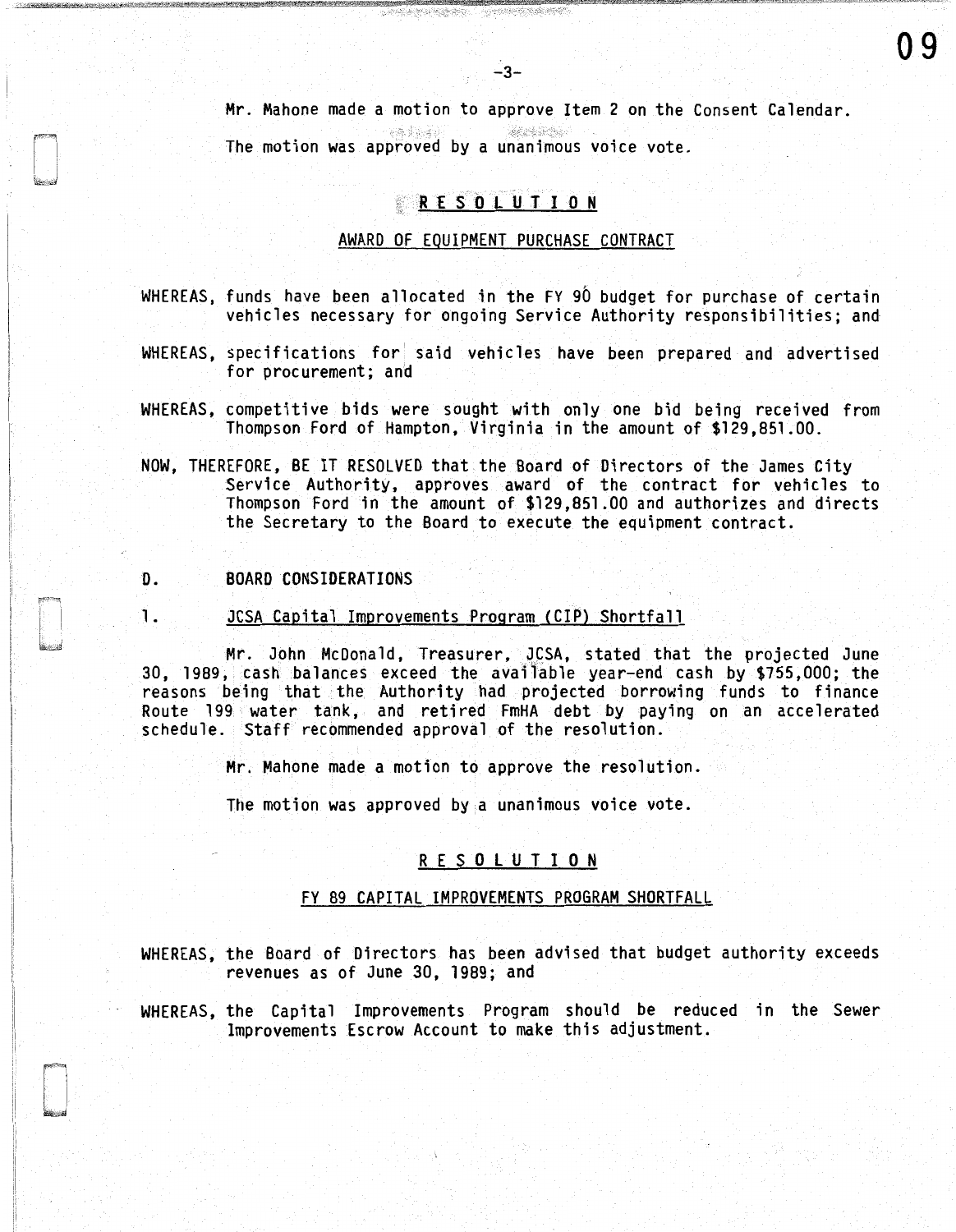Mr. Mahone made a motion to approve Item 2 on the Consent Calendar.

The motion was approved by a unanimous voice vote.

**R E S O L U T I O N**

AWARD OF EQUIPMENT PURCHASE CONTRACT

WHEREAS, funds have been allocated in the FY 90 budget for purchase of certain vehicles necessary for ongoing Service Authority responsibilities; and

WHEREAS, specifications for said vehicles have been prepared and advertised for procurement; and

WHEREAS, competitive bids were sought with only one bid being received from Thompson Ford of Hampton, Virginia in the amount of $129,851.00.

NOW, THEREFORE, BE IT RESOLVED that the Board of Directors of the James City Service Authority, approves award of the contract for vehicles to Thompson Ford in the amount of $129,851.00 and authorizes and directs the Secretary to the Board to execute the equipment contract.

D. BOARD CONSIDERATIONS

1. JCSA Capital Improvements Program (CIP) Shortfall

Mr. John McDonald, Treasurer, JCSA, stated that the projected June 30, 1989, cash balances exceed the available year-end cash by $755,000; the reasons being that the Authority had projected borrowing funds to finance Route 199 water tank, and retired FmHA debt by paying on an accelerated schedule. Staff recommended approval of the resolution.

Mr. Mahone made a motion to approve the resolution.

The motion was approved by a unanimous voice vote.

R E S O L U T I O N

FY 89 CAPITAL IMPROVEMENTS PROGRAM SHORTFALL

WHEREAS, the Board of Directors has been advised that budget authority exceeds revenues as of June 30, 1989; and

WHEREAS, the Capital Improvements Program should be reduced in the Sewer Improvements Escrow Account to make this adjustment.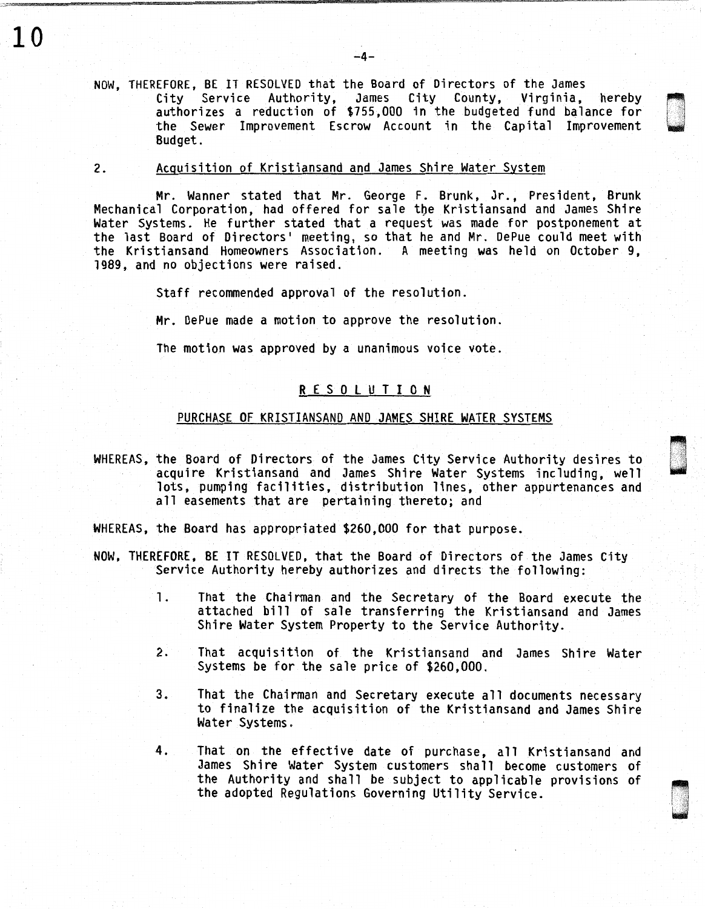NOW, THEREFORE, BE IT RESOLVED that the Board of Directors of the James City Service Authority, James City County, Virginia, hereby authorizes a reduction of $755,000 in the budgeted fund balance for the Sewer Improvement Escrow Account in the Capital Improvement Budget.

2. Acquisition of Kristiansand and James Shire Water System

Mr. Wanner stated that Mr. George F. Brunk, Jr., President, Brunk Mechanical Corporation, had offered for sale the Kristiansand and James Shire Water Systems. He further stated that a request was made for postponement at the last Board of Directors' meeting, so that he and Mr. DePue could meet with the Kristiansand Homeowners Association. A meeting was held on October 9, 1989, and no objections were raised.

Staff recommended approval of the resolution.

Mr. DePue made a motion to approve the resolution.

The motion was approved by a unanimous voice vote.

## RESOLUTION

### PURCHASE OF KRISTIANSAND AND JAMES SHIRE WATER SYSTEMS

WHEREAS, the Board of Directors of the James City Service Authority desires to acquire Kristiansand and James Shire Water Systems including, well lots, pumping facilities, distribution lines, other appurtenances and all easements that are pertaining thereto; and

WHEREAS, the Board has appropriated $260,000 for that purpose.

NOW, THEREFORE, BE IT RESOLVED, that the Board of Directors of the James City Service Authority hereby authorizes and directs the following:

1. That the Chairman and the Secretary of the Board execute the attached bill of sale transferring the Kristiansand and James Shire Water System Property to the Service Authority.

2. That acquisition of the Kristiansand and James Shire Water Systems be for the sale price of $260,000.

3. That the Chairman and Secretary execute all documents necessary to finalize the acquisition of the Kristiansand and James Shire Water Systems.

4. That on the effective date of purchase, all Kristiansand and James Shire Water System customers shall become customers of the Authority and shall be subject to applicable provisions of the adopted Regulations Governing Utility Service.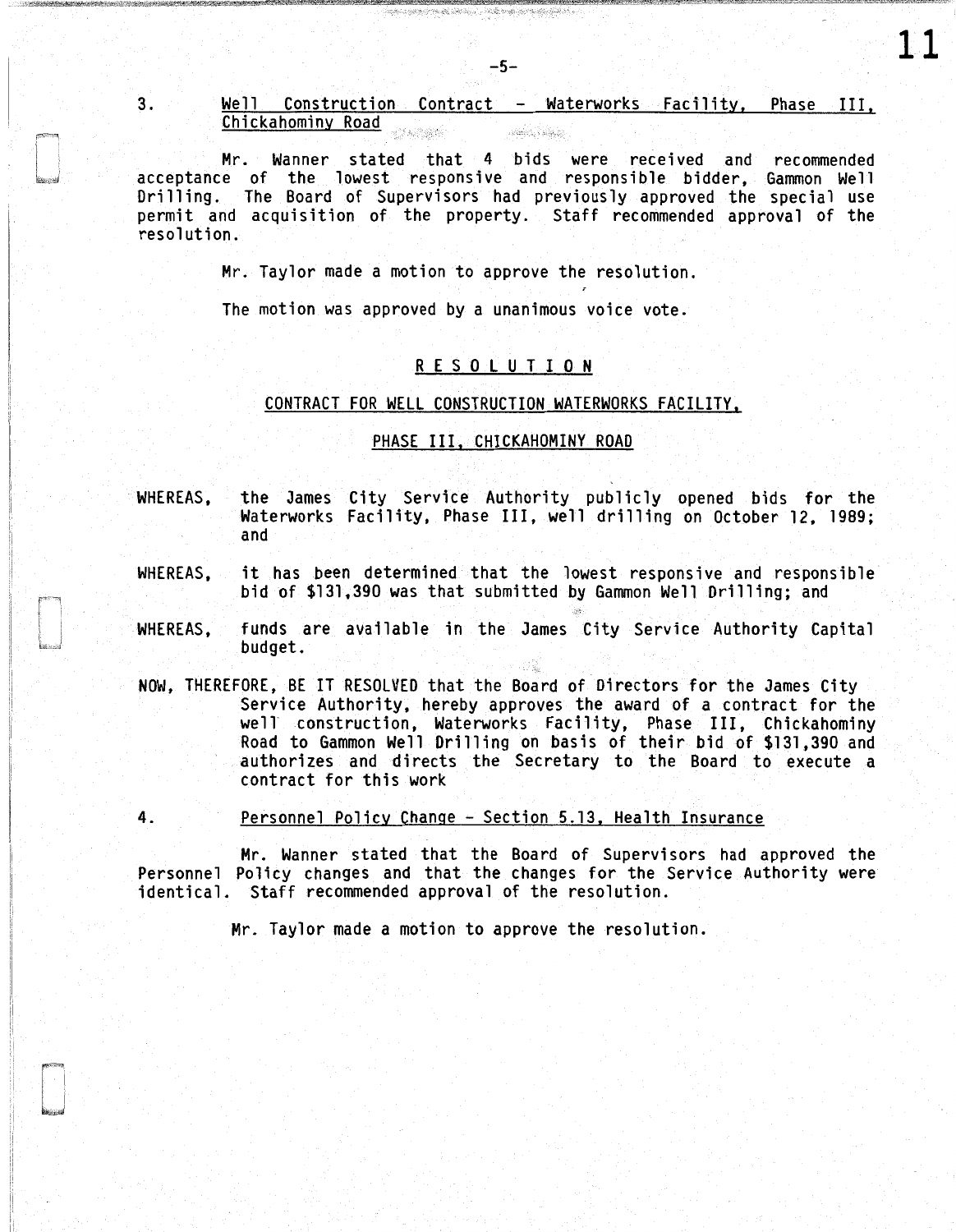3. <u>Well Construction Contract - Waterworks Facility, Phase III, Chickahominy Road</u>

Mr. Wanner stated that 4 bids were received and recommended acceptance of the lowest responsive and responsible bidder, Gammon Well Drilling. The Board of Supervisors had previously approved the special use permit and acquisition of the property. Staff recommended approval of the resolution.

Mr. Taylor made a motion to approve the resolution.

The motion was approved by a unanimous voice vote.

<u>R E S O L U T I O N</u>

<u>CONTRACT FOR WELL CONSTRUCTION WATERWORKS FACILITY,</u>

<u>PHASE III, CHICKAHOMINY ROAD</u>

WHEREAS, the James City Service Authority publicly opened bids for the Waterworks Facility, Phase III, well drilling on October 12, 1989; and

WHEREAS, it has been determined that the lowest responsive and responsible bid of $131,390 was that submitted by Gammon Well Drilling; and

WHEREAS, funds are available in the James City Service Authority Capital budget.

NOW, THEREFORE, BE IT RESOLVED that the Board of Directors for the James City Service Authority, hereby approves the award of a contract for the well construction, Waterworks Facility, Phase III, Chickahominy Road to Gammon Well Drilling on basis of their bid of $131,390 and authorizes and directs the Secretary to the Board to execute a contract for this work

4. <u>Personnel Policy Change - Section 5.13, Health Insurance</u>

Mr. Wanner stated that the Board of Supervisors had approved the Personnel Policy changes and that the changes for the Service Authority were identical. Staff recommended approval of the resolution.

Mr. Taylor made a motion to approve the resolution.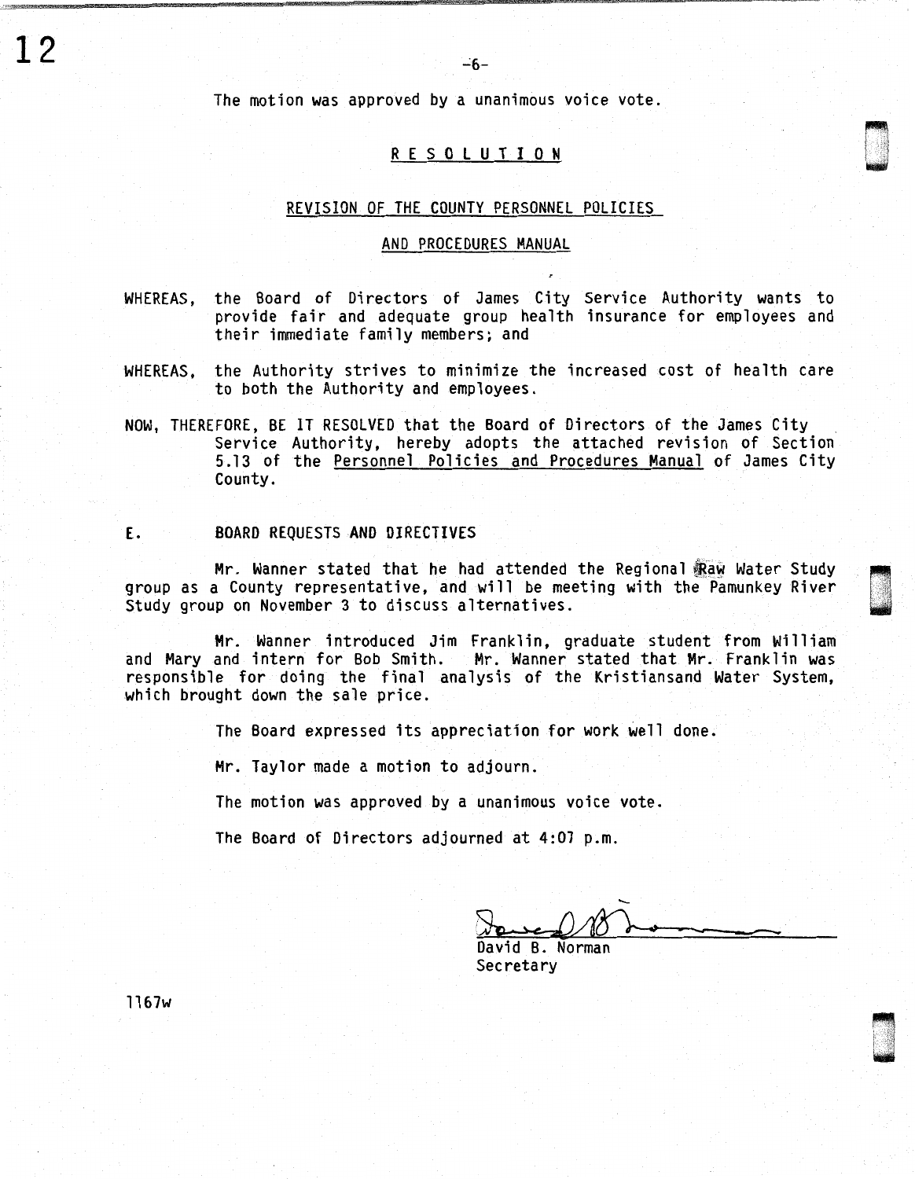The motion was approved by a unanimous voice vote.

## RESOLUTION

### REVISION OF THE COUNTY PERSONNEL POLICIES AND PROCEDURES MANUAL

WHEREAS, the Board of Directors of James City Service Authority wants to provide fair and adequate group health insurance for employees and their immediate family members; and

WHEREAS, the Authority strives to minimize the increased cost of health care to both the Authority and employees.

NOW, THEREFORE, BE IT RESOLVED that the Board of Directors of the James City Service Authority, hereby adopts the attached revision of Section 5.13 of the Personnel Policies and Procedures Manual of James City County.

E. BOARD REQUESTS AND DIRECTIVES

Mr. Wanner stated that he had attended the Regional Raw Water Study group as a County representative, and will be meeting with the Pamunkey River Study group on November 3 to discuss alternatives.

Mr. Wanner introduced Jim Franklin, graduate student from William and Mary and intern for Bob Smith. Mr. Wanner stated that Mr. Franklin was responsible for doing the final analysis of the Kristiansand Water System, which brought down the sale price.

The Board expressed its appreciation for work well done.

Mr. Taylor made a motion to adjourn.

The motion was approved by a unanimous voice vote.

The Board of Directors adjourned at 4:07 p.m.

David B. Norman
Secretary

1167w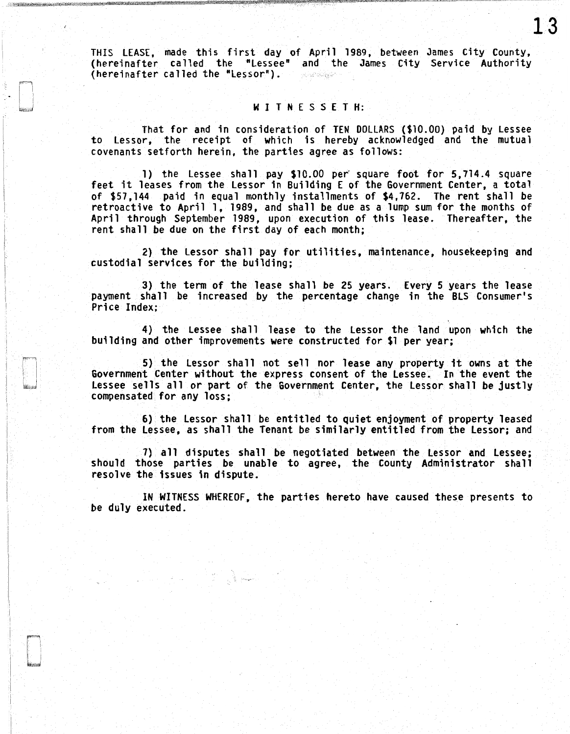THIS LEASE, made this first day of April 1989, between James City County, (hereinafter called the "Lessee" and the James City Service Authority (hereinafter called the "Lessor").

WITNESSETH:

That for and in consideration of TEN DOLLARS ($10.00) paid by Lessee to Lessor, the receipt of which is hereby acknowledged and the mutual covenants setforth herein, the parties agree as follows:

1) the Lessee shall pay $10.00 per square foot for 5,714.4 square feet it leases from the Lessor in Building E of the Government Center, a total of $57,144 paid in equal monthly installments of $4,762. The rent shall be retroactive to April 1, 1989, and shall be due as a lump sum for the months of April through September 1989, upon execution of this lease. Thereafter, the rent shall be due on the first day of each month;

2) the Lessor shall pay for utilities, maintenance, housekeeping and custodial services for the building;

3) the term of the lease shall be 25 years. Every 5 years the lease payment shall be increased by the percentage change in the BLS Consumer's Price Index;

4) the Lessee shall lease to the Lessor the land upon which the building and other improvements were constructed for $1 per year;

5) the Lessor shall not sell nor lease any property it owns at the Government Center without the express consent of the Lessee. In the event the Lessee sells all or part of the Government Center, the Lessor shall be justly compensated for any loss;

6) the Lessor shall be entitled to quiet enjoyment of property leased from the Lessee, as shall the Tenant be similarly entitled from the Lessor; and

7) all disputes shall be negotiated between the Lessor and Lessee; should those parties be unable to agree, the County Administrator shall resolve the issues in dispute.

IN WITNESS WHEREOF, the parties hereto have caused these presents to be duly executed.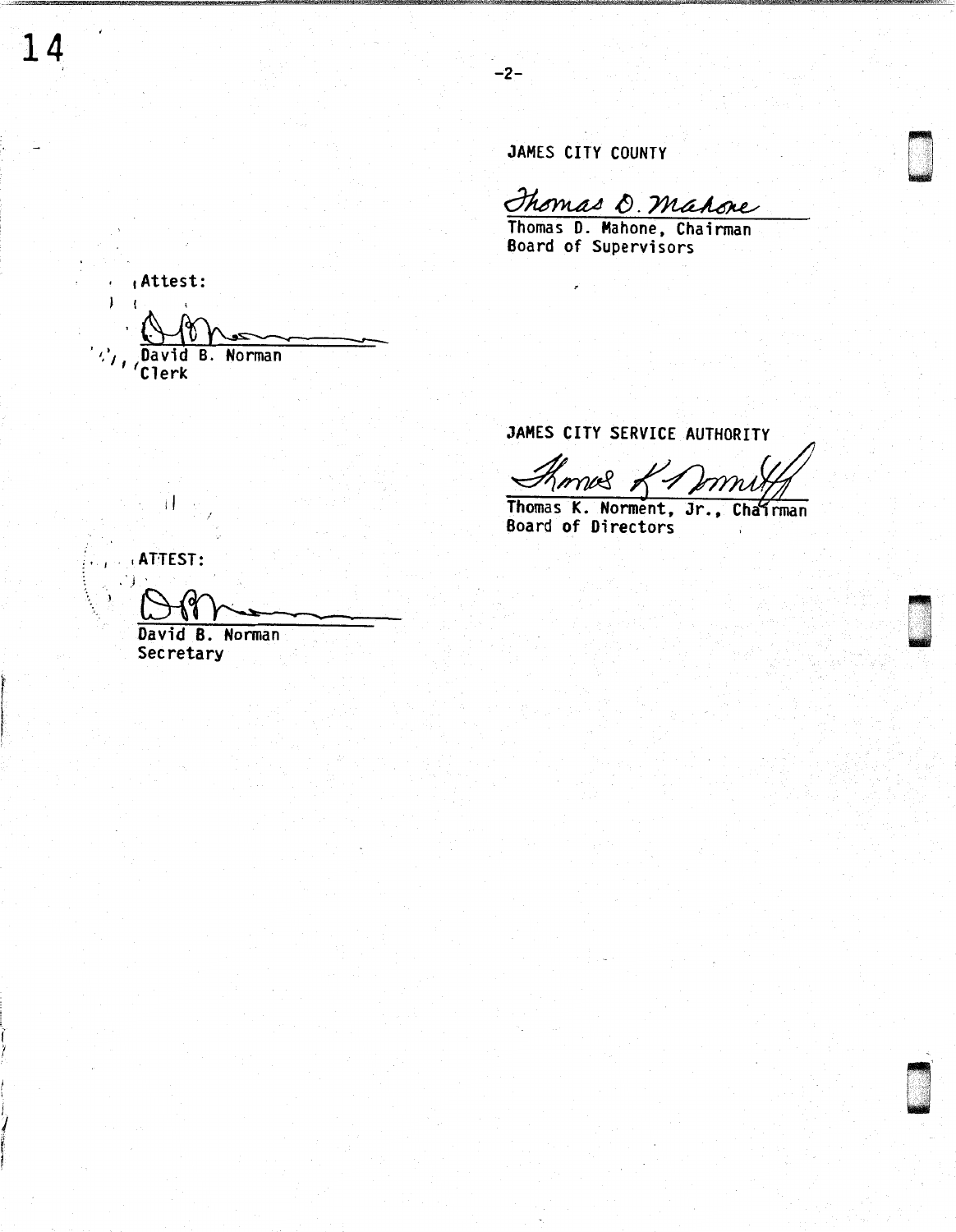JAMES CITY COUNTY

Thomas D. Mahone

Thomas D. Mahone, Chairman
Board of Supervisors

Attest:

David B. Norman
Clerk

JAMES CITY SERVICE AUTHORITY

Thomas K. Norment, Jr., Chairman
Board of Directors

ATTEST:

David B. Norman
Secretary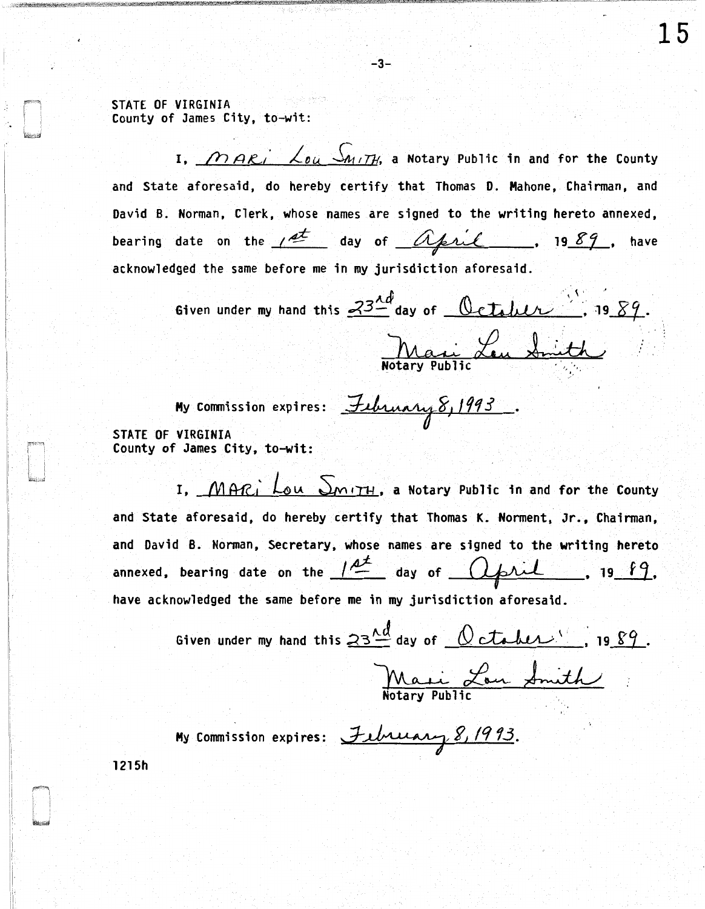STATE OF VIRGINIA
County of James City, to-wit:

I, MARI LOU SMITH, a Notary Public in and for the County and State aforesaid, do hereby certify that Thomas D. Mahone, Chairman, and David B. Norman, Clerk, whose names are signed to the writing hereto annexed, bearing date on the 1st day of April, 1989, have acknowledged the same before me in my jurisdiction aforesaid.

Given under my hand this 23rd day of October, 1989.

Mari Lou Smith
Notary Public

My Commission expires: February 8, 1993.

STATE OF VIRGINIA
County of James City, to-wit:

I, MARI LOU SMITH, a Notary Public in and for the County and State aforesaid, do hereby certify that Thomas K. Norment, Jr., Chairman, and David B. Norman, Secretary, whose names are signed to the writing hereto annexed, bearing date on the 1st day of April, 1989, have acknowledged the same before me in my jurisdiction aforesaid.

Given under my hand this 23rd day of October, 1989.

Mari Lou Smith
Notary Public

My Commission expires: February 8, 1993.

1215h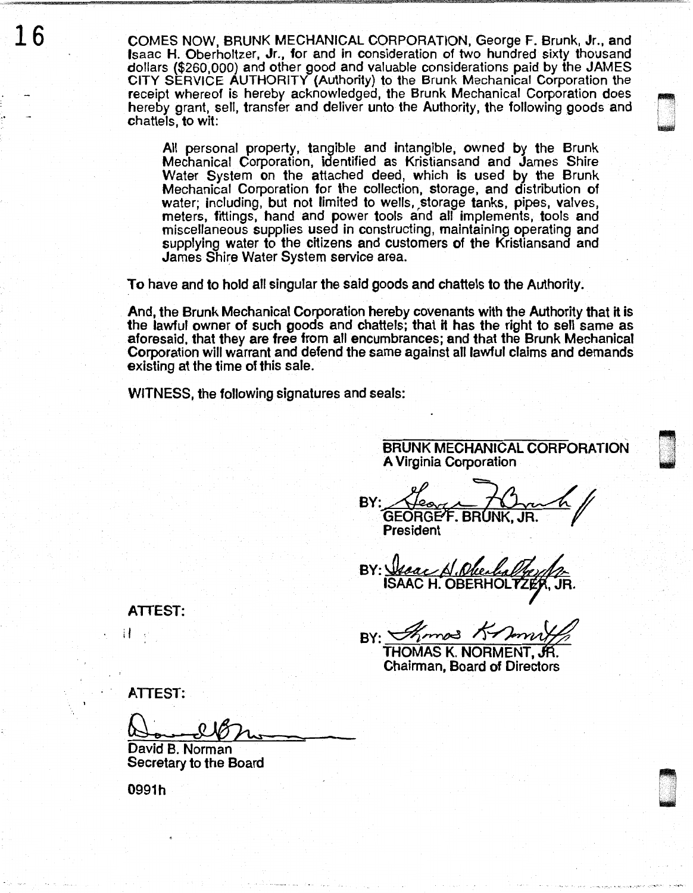COMES NOW, BRUNK MECHANICAL CORPORATION, George F. Brunk, Jr., and Isaac H. Oberholtzer, Jr., for and in consideration of two hundred sixty thousand dollars ($260,000) and other good and valuable considerations paid by the JAMES CITY SERVICE AUTHORITY (Authority) to the Brunk Mechanical Corporation the receipt whereof is hereby acknowledged, the Brunk Mechanical Corporation does hereby grant, sell, transfer and deliver unto the Authority, the following goods and chattels, to wit:

> All personal property, tangible and intangible, owned by the Brunk Mechanical Corporation, identified as Kristiansand and James Shire Water System on the attached deed, which is used by the Brunk Mechanical Corporation for the collection, storage, and distribution of water; including, but not limited to wells, storage tanks, pipes, valves, meters, fittings, hand and power tools and all implements, tools and miscellaneous supplies used in constructing, maintaining operating and supplying water to the citizens and customers of the Kristiansand and James Shire Water System service area.

To have and to hold all singular the said goods and chattels to the Authority.

And, the Brunk Mechanical Corporation hereby covenants with the Authority that it is the lawful owner of such goods and chattels; that it has the right to sell same as aforesaid, that they are free from all encumbrances; and that the Brunk Mechanical Corporation will warrant and defend the same against all lawful claims and demands existing at the time of this sale.

WITNESS, the following signatures and seals:

**BRUNK MECHANICAL CORPORATION**
**A Virginia Corporation**

BY: *[signature]*
GEORGE F. BRUNK, JR.
President

BY: *[signature]*
ISAAC H. OBERHOLTZER, JR.

ATTEST:

BY: *[signature]*
THOMAS K. NORMENT, JR.
Chairman, Board of Directors

ATTEST:

*[signature]*
David B. Norman
Secretary to the Board

0991h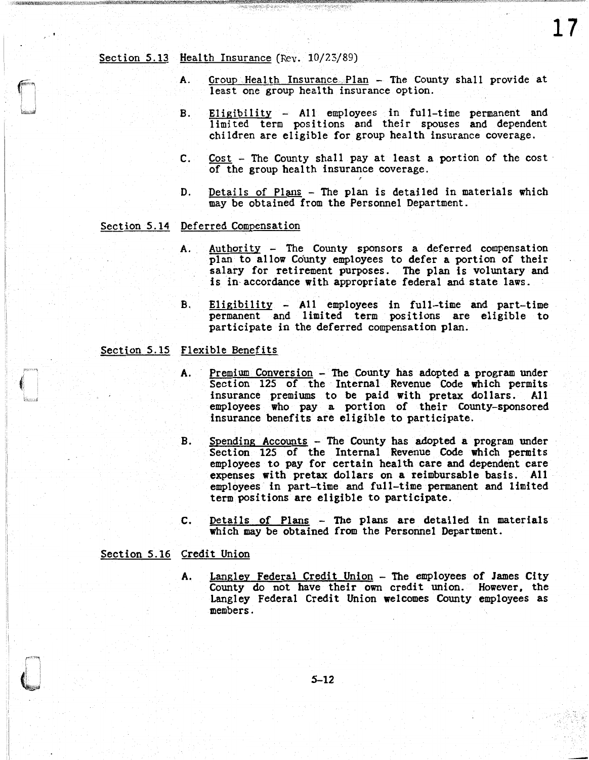Section 5.13 Health Insurance (Rev. 10/23/89)

A. Group Health Insurance Plan - The County shall provide at least one group health insurance option.

B. Eligibility - All employees in full-time permanent and limited term positions and their spouses and dependent children are eligible for group health insurance coverage.

C. Cost - The County shall pay at least a portion of the cost of the group health insurance coverage.

D. Details of Plans - The plan is detailed in materials which may be obtained from the Personnel Department.

Section 5.14 Deferred Compensation

A. Authority - The County sponsors a deferred compensation plan to allow County employees to defer a portion of their salary for retirement purposes. The plan is voluntary and is in accordance with appropriate federal and state laws.

B. Eligibility - All employees in full-time and part-time permanent and limited term positions are eligible to participate in the deferred compensation plan.

Section 5.15 Flexible Benefits

A. Premium Conversion - The County has adopted a program under Section 125 of the Internal Revenue Code which permits insurance premiums to be paid with pretax dollars. All employees who pay a portion of their County-sponsored insurance benefits are eligible to participate.

B. Spending Accounts - The County has adopted a program under Section 125 of the Internal Revenue Code which permits employees to pay for certain health care and dependent care expenses with pretax dollars on a reimbursable basis. All employees in part-time and full-time permanent and limited term positions are eligible to participate.

C. Details of Plans - The plans are detailed in materials which may be obtained from the Personnel Department.

Section 5.16 Credit Union

A. Langley Federal Credit Union - The employees of James City County do not have their own credit union. However, the Langley Federal Credit Union welcomes County employees as members.